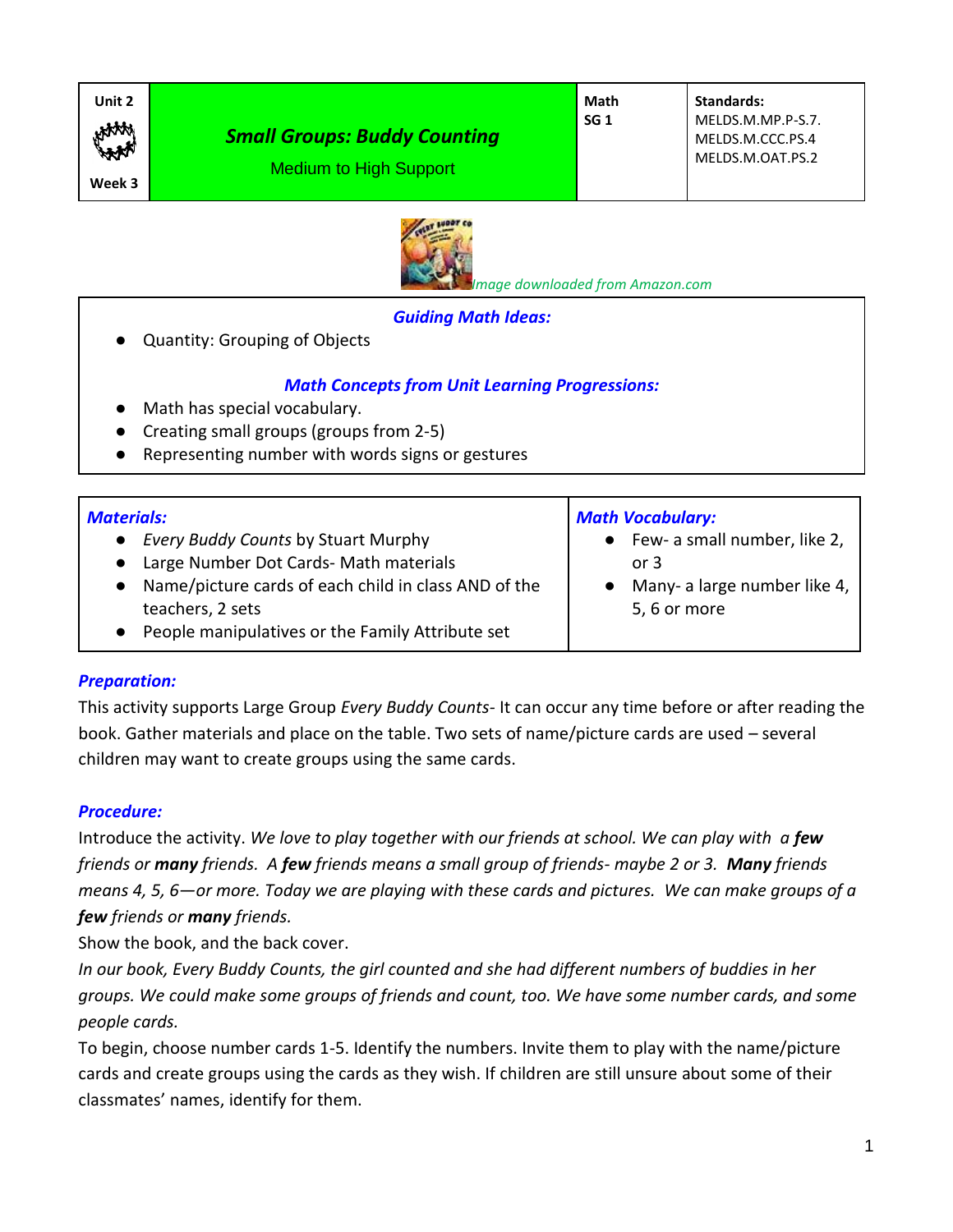| Unit 2 Week 3 | ***Small Groups: Buddy Counting*** Medium to High Support | **Math SG 1** | **Standards:** MELDS.M.MP.P-S.7. MELDS.M.CCC.PS.4 MELDS.M.OAT.PS.2 |
|---|---|---|---|

*Image downloaded from Amazon.com*

***Guiding Math Ideas:***

- Quantity: Grouping of Objects

***Math Concepts from Unit Learning Progressions:***

- Math has special vocabulary.
- Creating small groups (groups from 2-5)
- Representing number with words signs or gestures

| ***Materials:*** | ***Math Vocabulary:*** |
|---|---|
| • *Every Buddy Counts* by Stuart Murphy<br>• Large Number Dot Cards- Math materials<br>• Name/picture cards of each child in class AND of the teachers, 2 sets<br>• People manipulatives or the Family Attribute set | • Few- a small number, like 2, or 3<br>• Many- a large number like 4, 5, 6 or more |

***Preparation:***

This activity supports Large Group *Every Buddy Counts*- It can occur any time before or after reading the book. Gather materials and place on the table. Two sets of name/picture cards are used – several children may want to create groups using the same cards.

***Procedure:***

Introduce the activity. *We love to play together with our friends at school. We can play with a **few** friends or **many** friends. A **few** friends means a small group of friends- maybe 2 or 3. **Many** friends means 4, 5, 6—or more. Today we are playing with these cards and pictures. We can make groups of a **few** friends or **many** friends.*

Show the book, and the back cover.

*In our book, Every Buddy Counts, the girl counted and she had different numbers of buddies in her groups. We could make some groups of friends and count, too. We have some number cards, and some people cards.*

To begin, choose number cards 1-5. Identify the numbers. Invite them to play with the name/picture cards and create groups using the cards as they wish. If children are still unsure about some of their classmates' names, identify for them.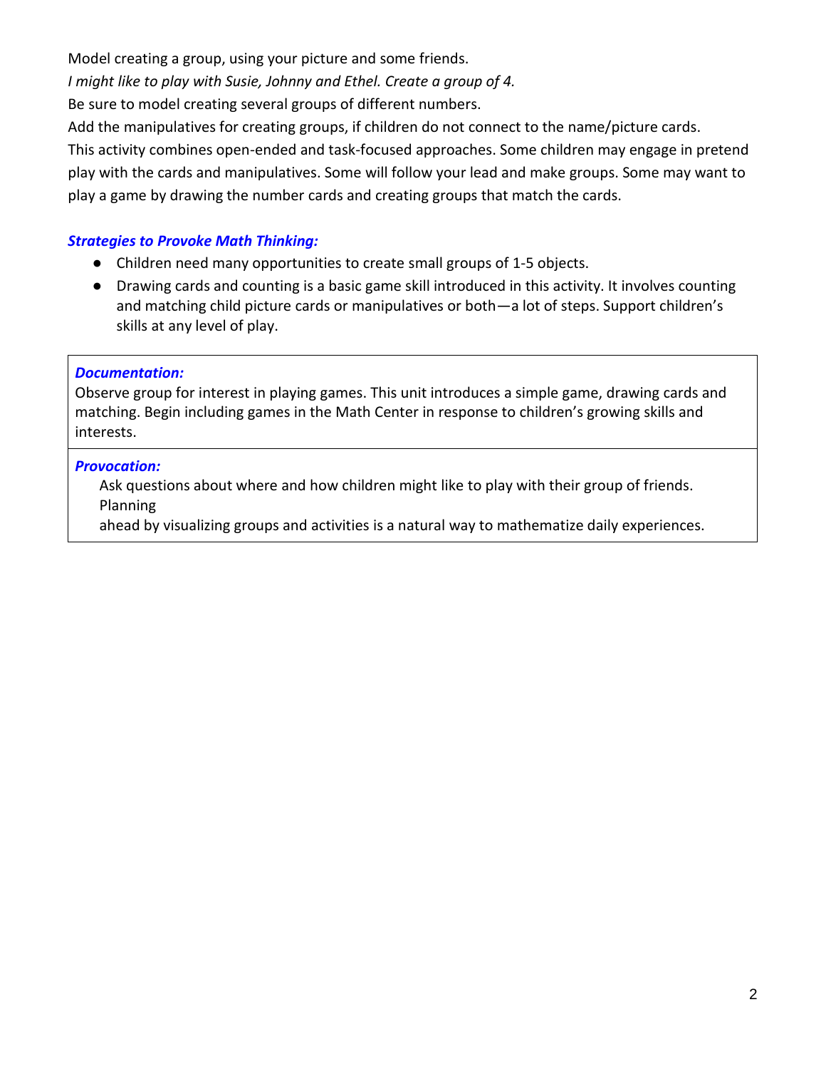Model creating a group, using your picture and some friends.

*I might like to play with Susie, Johnny and Ethel. Create a group of 4.*

Be sure to model creating several groups of different numbers.

Add the manipulatives for creating groups, if children do not connect to the name/picture cards.

This activity combines open-ended and task-focused approaches. Some children may engage in pretend play with the cards and manipulatives. Some will follow your lead and make groups. Some may want to play a game by drawing the number cards and creating groups that match the cards.

***Strategies to Provoke Math Thinking:***

- Children need many opportunities to create small groups of 1-5 objects.
- Drawing cards and counting is a basic game skill introduced in this activity. It involves counting and matching child picture cards or manipulatives or both—a lot of steps. Support children's skills at any level of play.

***Documentation:***

Observe group for interest in playing games. This unit introduces a simple game, drawing cards and matching. Begin including games in the Math Center in response to children's growing skills and interests.

***Provocation:***

Ask questions about where and how children might like to play with their group of friends. Planning ahead by visualizing groups and activities is a natural way to mathematize daily experiences.